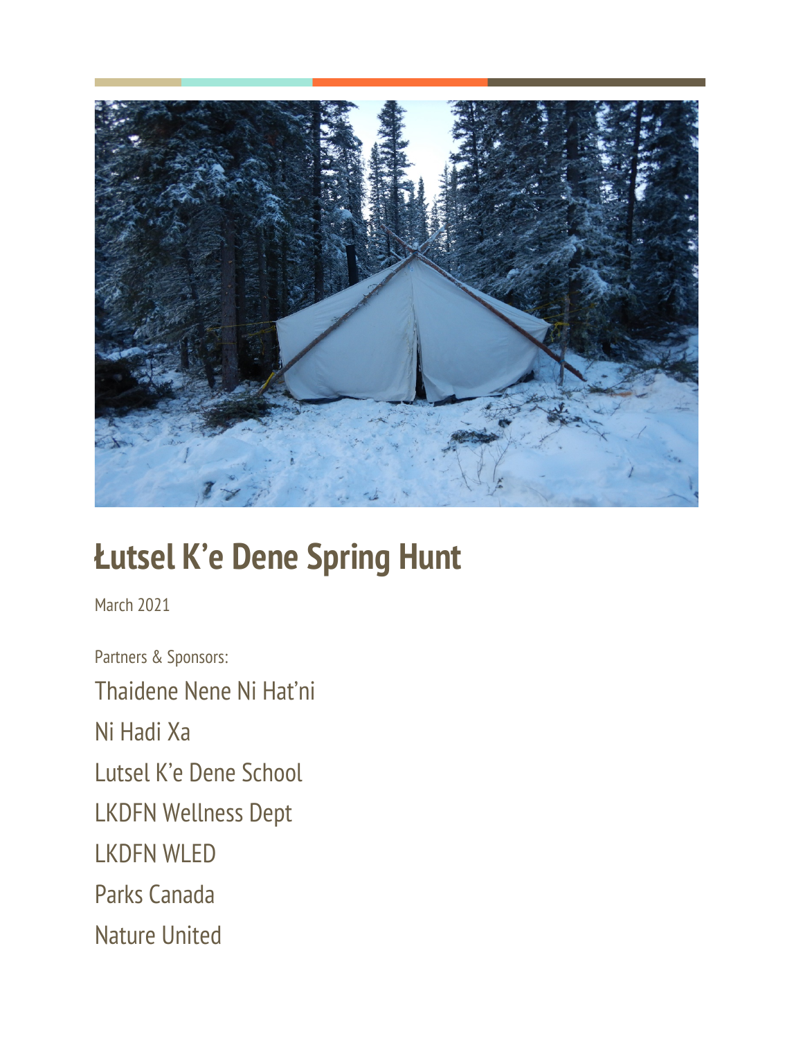# Łutsel K'e Dene Spring Hunt

March 2021

Partners & Sponsors:

Thaidene Nene Ni Hat'ni

Ni Hadi Xa

Lutsel K'e Dene School

LKDFN Wellness Dept

LKDFN WLED

Parks Canada

Nature United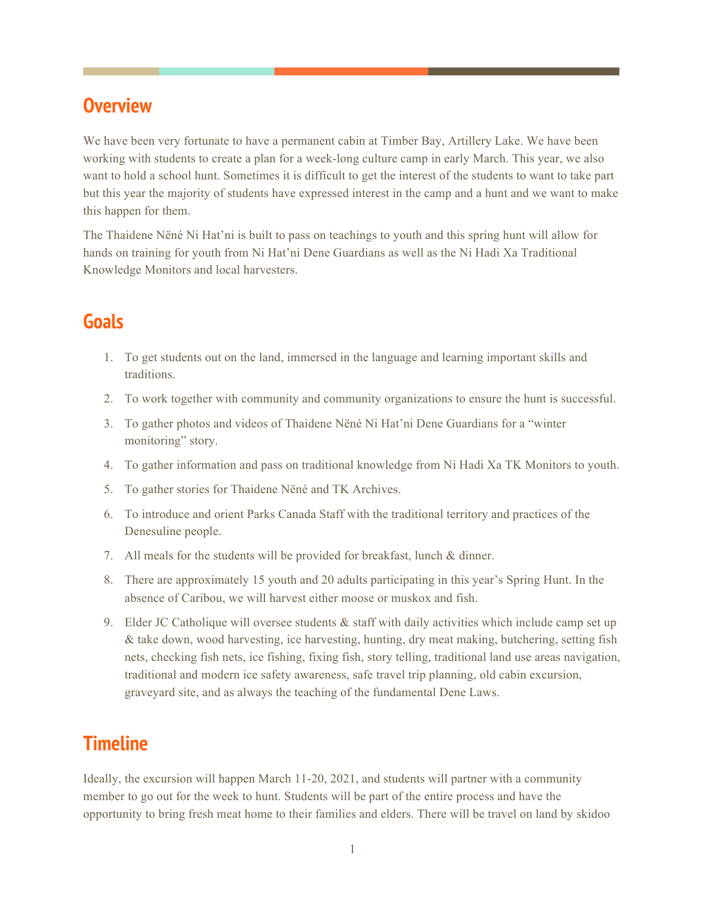## Overview

We have been very fortunate to have a permanent cabin at Timber Bay, Artillery Lake. We have been working with students to create a plan for a week-long culture camp in early March. This year, we also want to hold a school hunt. Sometimes it is difficult to get the interest of the students to want to take part but this year the majority of students have expressed interest in the camp and a hunt and we want to make this happen for them.

The Thaidene Nëné Ni Hat'ni is built to pass on teachings to youth and this spring hunt will allow for hands on training for youth from Ni Hat'ni Dene Guardians as well as the Ni Hadi Xa Traditional Knowledge Monitors and local harvesters.

## Goals

1. To get students out on the land, immersed in the language and learning important skills and traditions.
2. To work together with community and community organizations to ensure the hunt is successful.
3. To gather photos and videos of Thaidene Nëné Ni Hat'ni Dene Guardians for a "winter monitoring" story.
4. To gather information and pass on traditional knowledge from Ni Hadi Xa TK Monitors to youth.
5. To gather stories for Thaidene Nëné and TK Archives.
6. To introduce and orient Parks Canada Staff with the traditional territory and practices of the Denesuline people.
7. All meals for the students will be provided for breakfast, lunch & dinner.
8. There are approximately 15 youth and 20 adults participating in this year's Spring Hunt. In the absence of Caribou, we will harvest either moose or muskox and fish.
9. Elder JC Catholique will oversee students & staff with daily activities which include camp set up & take down, wood harvesting, ice harvesting, hunting, dry meat making, butchering, setting fish nets, checking fish nets, ice fishing, fixing fish, story telling, traditional land use areas navigation, traditional and modern ice safety awareness, safe travel trip planning, old cabin excursion, graveyard site, and as always the teaching of the fundamental Dene Laws.

## Timeline

Ideally, the excursion will happen March 11-20, 2021, and students will partner with a community member to go out for the week to hunt. Students will be part of the entire process and have the opportunity to bring fresh meat home to their families and elders. There will be travel on land by skidoo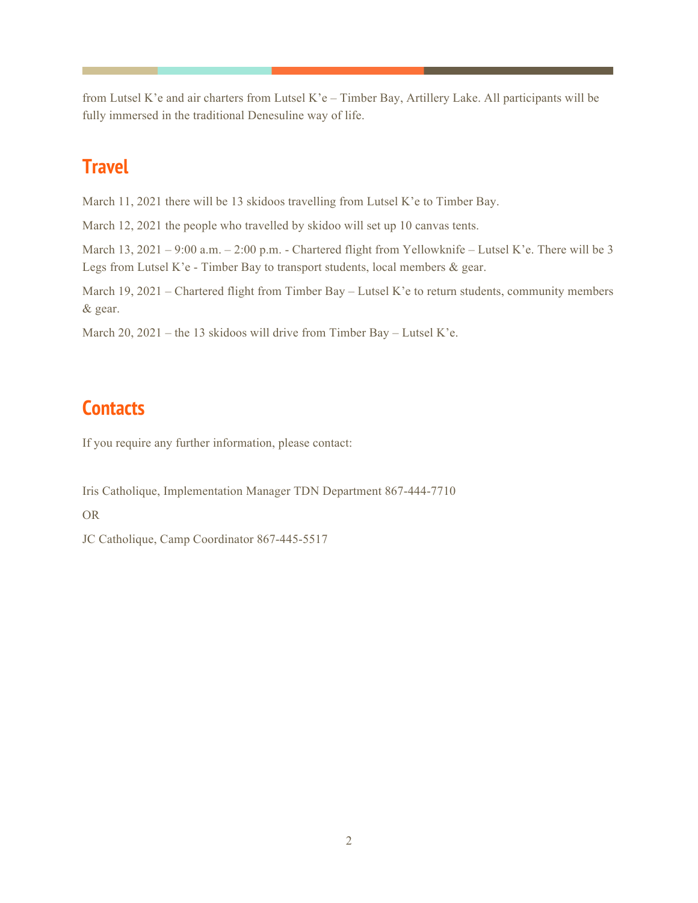from Lutsel K'e and air charters from Lutsel K'e – Timber Bay, Artillery Lake. All participants will be fully immersed in the traditional Denesuline way of life.

## Travel

March 11, 2021 there will be 13 skidoos travelling from Lutsel K'e to Timber Bay.

March 12, 2021 the people who travelled by skidoo will set up 10 canvas tents.

March 13, 2021 – 9:00 a.m. – 2:00 p.m. - Chartered flight from Yellowknife – Lutsel K'e. There will be 3 Legs from Lutsel K'e - Timber Bay to transport students, local members & gear.

March 19, 2021 – Chartered flight from Timber Bay – Lutsel K'e to return students, community members & gear.

March 20, 2021 – the 13 skidoos will drive from Timber Bay – Lutsel K'e.

## Contacts

If you require any further information, please contact:

Iris Catholique, Implementation Manager TDN Department 867-444-7710

OR

JC Catholique, Camp Coordinator 867-445-5517